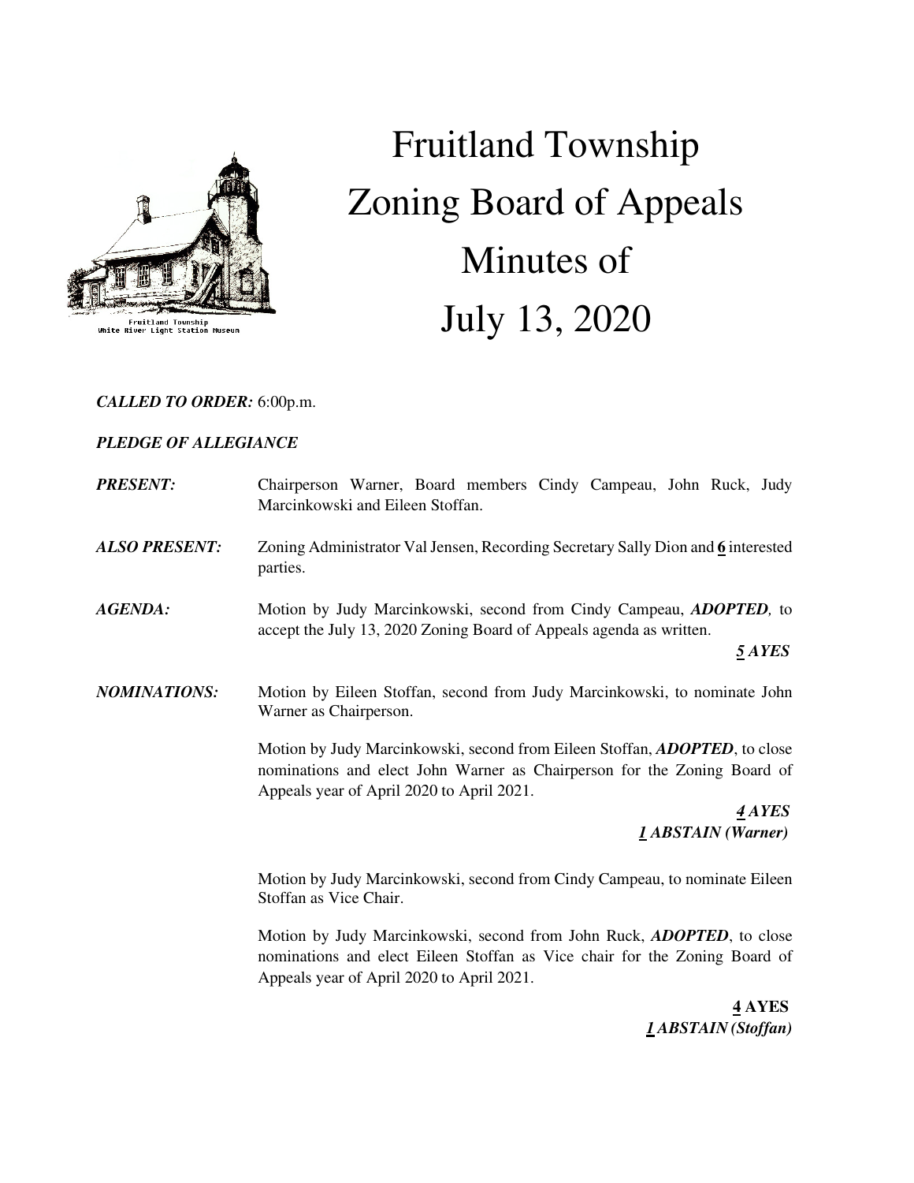# Fruitland Township Zoning Board of Appeals Minutes of July 13, 2020

Fruitland Township
White River Light Station Museum

***CALLED TO ORDER:*** 6:00p.m.

***PLEDGE OF ALLEGIANCE***

***PRESENT:*** Chairperson Warner, Board members Cindy Campeau, John Ruck, Judy Marcinkowski and Eileen Stoffan.

***ALSO PRESENT:*** Zoning Administrator Val Jensen, Recording Secretary Sally Dion and **6** interested parties.

***AGENDA:*** Motion by Judy Marcinkowski, second from Cindy Campeau, ***ADOPTED,*** to accept the July 13, 2020 Zoning Board of Appeals agenda as written.

***5 AYES***

***NOMINATIONS:*** Motion by Eileen Stoffan, second from Judy Marcinkowski, to nominate John Warner as Chairperson.

Motion by Judy Marcinkowski, second from Eileen Stoffan, ***ADOPTED***, to close nominations and elect John Warner as Chairperson for the Zoning Board of Appeals year of April 2020 to April 2021.

***4 AYES***
***1 ABSTAIN (Warner)***

Motion by Judy Marcinkowski, second from Cindy Campeau, to nominate Eileen Stoffan as Vice Chair.

Motion by Judy Marcinkowski, second from John Ruck, ***ADOPTED***, to close nominations and elect Eileen Stoffan as Vice chair for the Zoning Board of Appeals year of April 2020 to April 2021.

**4 AYES**
***1 ABSTAIN (Stoffan)***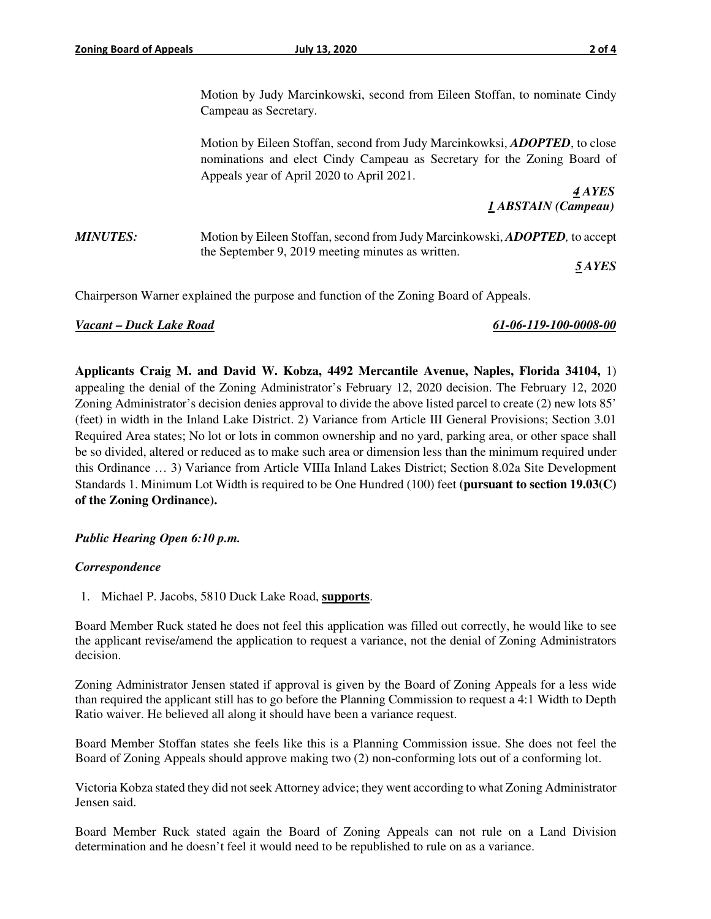Motion by Judy Marcinkowski, second from Eileen Stoffan, to nominate Cindy Campeau as Secretary.

Motion by Eileen Stoffan, second from Judy Marcinkowksi, ***ADOPTED***, to close nominations and elect Cindy Campeau as Secretary for the Zoning Board of Appeals year of April 2020 to April 2021.

***4 AYES***
***1 ABSTAIN (Campeau)***

***MINUTES:*** Motion by Eileen Stoffan, second from Judy Marcinkowski, ***ADOPTED***, to accept the September 9, 2019 meeting minutes as written.

***5 AYES***

Chairperson Warner explained the purpose and function of the Zoning Board of Appeals.

***Vacant – Duck Lake Road*** ***61-06-119-100-0008-00***

**Applicants Craig M. and David W. Kobza, 4492 Mercantile Avenue, Naples, Florida 34104,** 1) appealing the denial of the Zoning Administrator's February 12, 2020 decision. The February 12, 2020 Zoning Administrator's decision denies approval to divide the above listed parcel to create (2) new lots 85' (feet) in width in the Inland Lake District. 2) Variance from Article III General Provisions; Section 3.01 Required Area states; No lot or lots in common ownership and no yard, parking area, or other space shall be so divided, altered or reduced as to make such area or dimension less than the minimum required under this Ordinance … 3) Variance from Article VIIIa Inland Lakes District; Section 8.02a Site Development Standards 1. Minimum Lot Width is required to be One Hundred (100) feet **(pursuant to section 19.03(C) of the Zoning Ordinance).**

***Public Hearing Open 6:10 p.m.***

***Correspondence***

1. Michael P. Jacobs, 5810 Duck Lake Road, **supports**.

Board Member Ruck stated he does not feel this application was filled out correctly, he would like to see the applicant revise/amend the application to request a variance, not the denial of Zoning Administrators decision.

Zoning Administrator Jensen stated if approval is given by the Board of Zoning Appeals for a less wide than required the applicant still has to go before the Planning Commission to request a 4:1 Width to Depth Ratio waiver. He believed all along it should have been a variance request.

Board Member Stoffan states she feels like this is a Planning Commission issue. She does not feel the Board of Zoning Appeals should approve making two (2) non-conforming lots out of a conforming lot.

Victoria Kobza stated they did not seek Attorney advice; they went according to what Zoning Administrator Jensen said.

Board Member Ruck stated again the Board of Zoning Appeals can not rule on a Land Division determination and he doesn't feel it would need to be republished to rule on as a variance.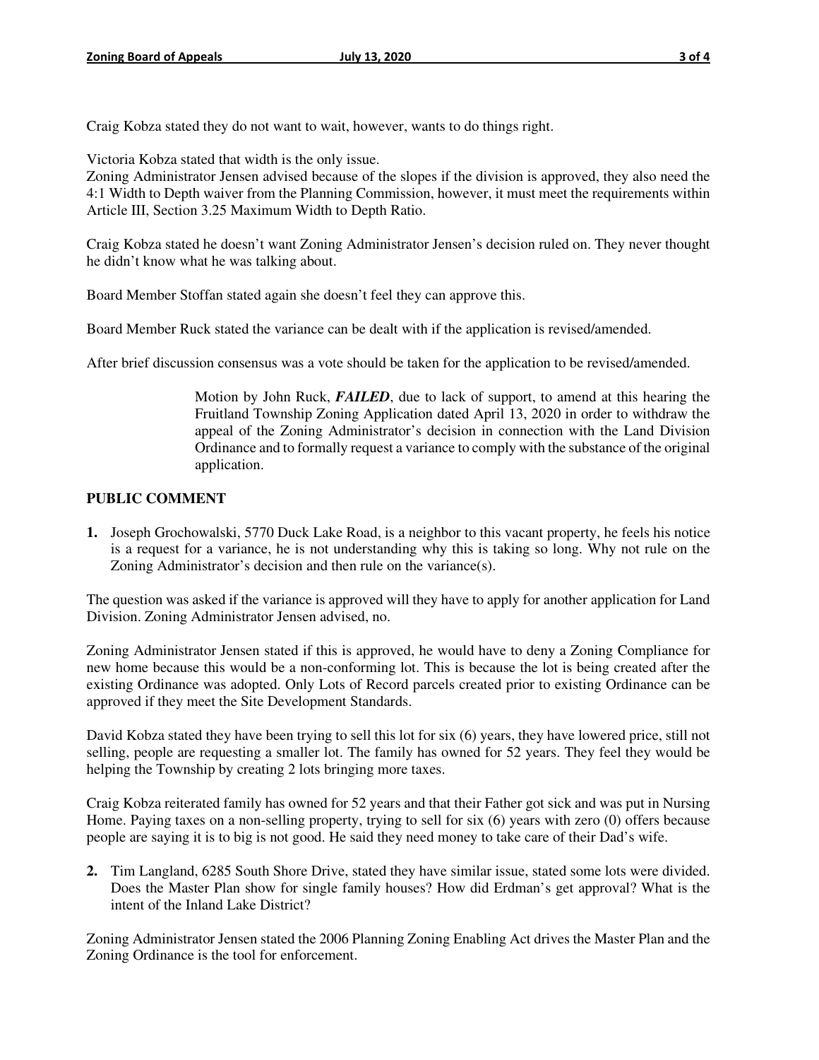Craig Kobza stated they do not want to wait, however, wants to do things right.

Victoria Kobza stated that width is the only issue.
Zoning Administrator Jensen advised because of the slopes if the division is approved, they also need the 4:1 Width to Depth waiver from the Planning Commission, however, it must meet the requirements within Article III, Section 3.25 Maximum Width to Depth Ratio.

Craig Kobza stated he doesn't want Zoning Administrator Jensen's decision ruled on. They never thought he didn't know what he was talking about.

Board Member Stoffan stated again she doesn't feel they can approve this.

Board Member Ruck stated the variance can be dealt with if the application is revised/amended.

After brief discussion consensus was a vote should be taken for the application to be revised/amended.

> Motion by John Ruck, ***FAILED***, due to lack of support, to amend at this hearing the Fruitland Township Zoning Application dated April 13, 2020 in order to withdraw the appeal of the Zoning Administrator's decision in connection with the Land Division Ordinance and to formally request a variance to comply with the substance of the original application.

## PUBLIC COMMENT

**1.** Joseph Grochowalski, 5770 Duck Lake Road, is a neighbor to this vacant property, he feels his notice is a request for a variance, he is not understanding why this is taking so long. Why not rule on the Zoning Administrator's decision and then rule on the variance(s).

The question was asked if the variance is approved will they have to apply for another application for Land Division. Zoning Administrator Jensen advised, no.

Zoning Administrator Jensen stated if this is approved, he would have to deny a Zoning Compliance for new home because this would be a non-conforming lot. This is because the lot is being created after the existing Ordinance was adopted. Only Lots of Record parcels created prior to existing Ordinance can be approved if they meet the Site Development Standards.

David Kobza stated they have been trying to sell this lot for six (6) years, they have lowered price, still not selling, people are requesting a smaller lot. The family has owned for 52 years. They feel they would be helping the Township by creating 2 lots bringing more taxes.

Craig Kobza reiterated family has owned for 52 years and that their Father got sick and was put in Nursing Home. Paying taxes on a non-selling property, trying to sell for six (6) years with zero (0) offers because people are saying it is to big is not good. He said they need money to take care of their Dad's wife.

**2.** Tim Langland, 6285 South Shore Drive, stated they have similar issue, stated some lots were divided. Does the Master Plan show for single family houses? How did Erdman's get approval? What is the intent of the Inland Lake District?

Zoning Administrator Jensen stated the 2006 Planning Zoning Enabling Act drives the Master Plan and the Zoning Ordinance is the tool for enforcement.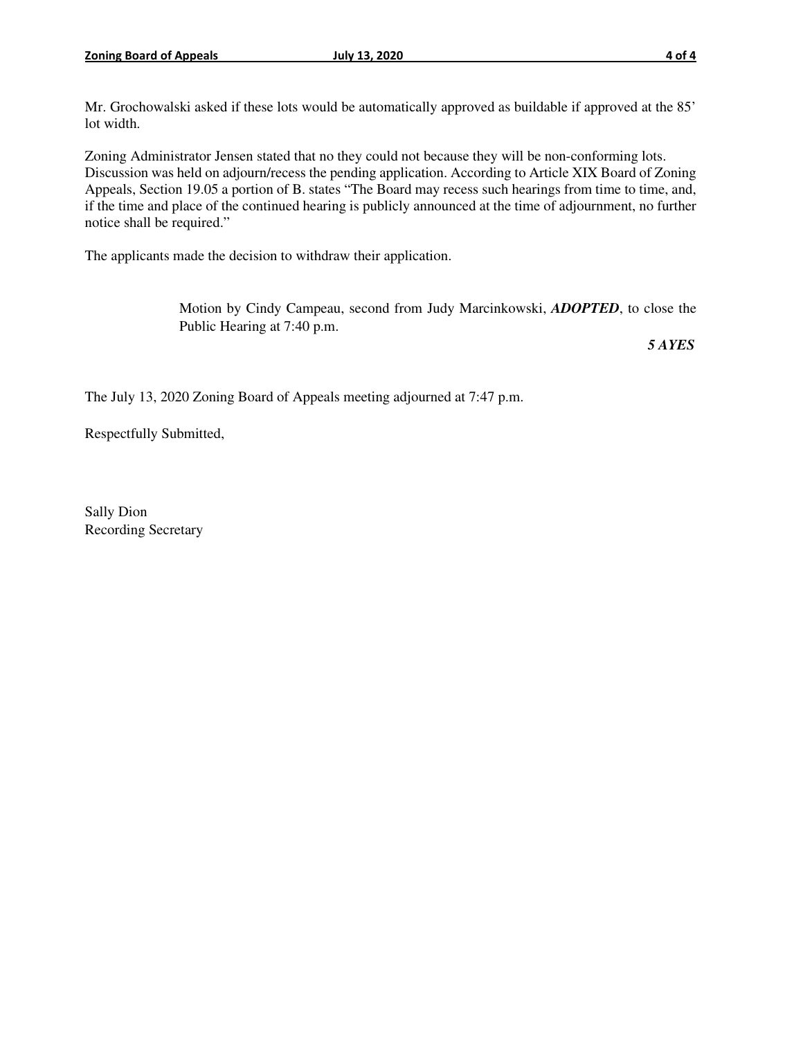Mr. Grochowalski asked if these lots would be automatically approved as buildable if approved at the 85' lot width.

Zoning Administrator Jensen stated that no they could not because they will be non-conforming lots. Discussion was held on adjourn/recess the pending application. According to Article XIX Board of Zoning Appeals, Section 19.05 a portion of B. states "The Board may recess such hearings from time to time, and, if the time and place of the continued hearing is publicly announced at the time of adjournment, no further notice shall be required."

The applicants made the decision to withdraw their application.

> Motion by Cindy Campeau, second from Judy Marcinkowski, ***ADOPTED***, to close the Public Hearing at 7:40 p.m.
>
> ***5 AYES***

The July 13, 2020 Zoning Board of Appeals meeting adjourned at 7:47 p.m.

Respectfully Submitted,

Sally Dion
Recording Secretary